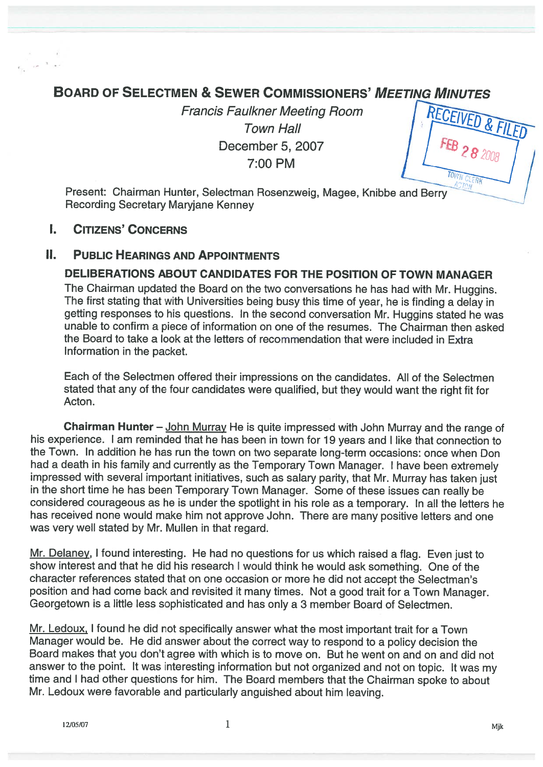# BOARD OF SELECTMEN & SEWER COMMISSIONERS' *MEETING MINUTES*

*Francis Faulkner Meeting Room*

*Town Hall*

December 5, 2007

7:00 PM

RECEIVED & FILED
FEB 28 2008
TOWN CLERK
ACTON

Present: Chairman Hunter, Selectman Rosenzweig, Magee, Knibbe and Berry
Recording Secretary Maryjane Kenney

## I. CITIZENS' CONCERNS

## II. PUBLIC HEARINGS AND APPOINTMENTS

### DELIBERATIONS ABOUT CANDIDATES FOR THE POSITION OF TOWN MANAGER

The Chairman updated the Board on the two conversations he has had with Mr. Huggins. The first stating that with Universities being busy this time of year, he is finding a delay in getting responses to his questions. In the second conversation Mr. Huggins stated he was unable to confirm a piece of information on one of the resumes. The Chairman then asked the Board to take a look at the letters of recommendation that were included in Extra Information in the packet.

Each of the Selectmen offered their impressions on the candidates. All of the Selectmen stated that any of the four candidates were qualified, but they would want the right fit for Acton.

**Chairman Hunter** – John Murray He is quite impressed with John Murray and the range of his experience. I am reminded that he has been in town for 19 years and I like that connection to the Town. In addition he has run the town on two separate long-term occasions: once when Don had a death in his family and currently as the Temporary Town Manager. I have been extremely impressed with several important initiatives, such as salary parity, that Mr. Murray has taken just in the short time he has been Temporary Town Manager. Some of these issues can really be considered courageous as he is under the spotlight in his role as a temporary. In all the letters he has received none would make him not approve John. There are many positive letters and one was very well stated by Mr. Mullen in that regard.

Mr. Delaney, I found interesting. He had no questions for us which raised a flag. Even just to show interest and that he did his research I would think he would ask something. One of the character references stated that on one occasion or more he did not accept the Selectman's position and had come back and revisited it many times. Not a good trait for a Town Manager. Georgetown is a little less sophisticated and has only a 3 member Board of Selectmen.

Mr. Ledoux, I found he did not specifically answer what the most important trait for a Town Manager would be. He did answer about the correct way to respond to a policy decision the Board makes that you don't agree with which is to move on. But he went on and on and did not answer to the point. It was interesting information but not organized and not on topic. It was my time and I had other questions for him. The Board members that the Chairman spoke to about Mr. Ledoux were favorable and particularly anguished about him leaving.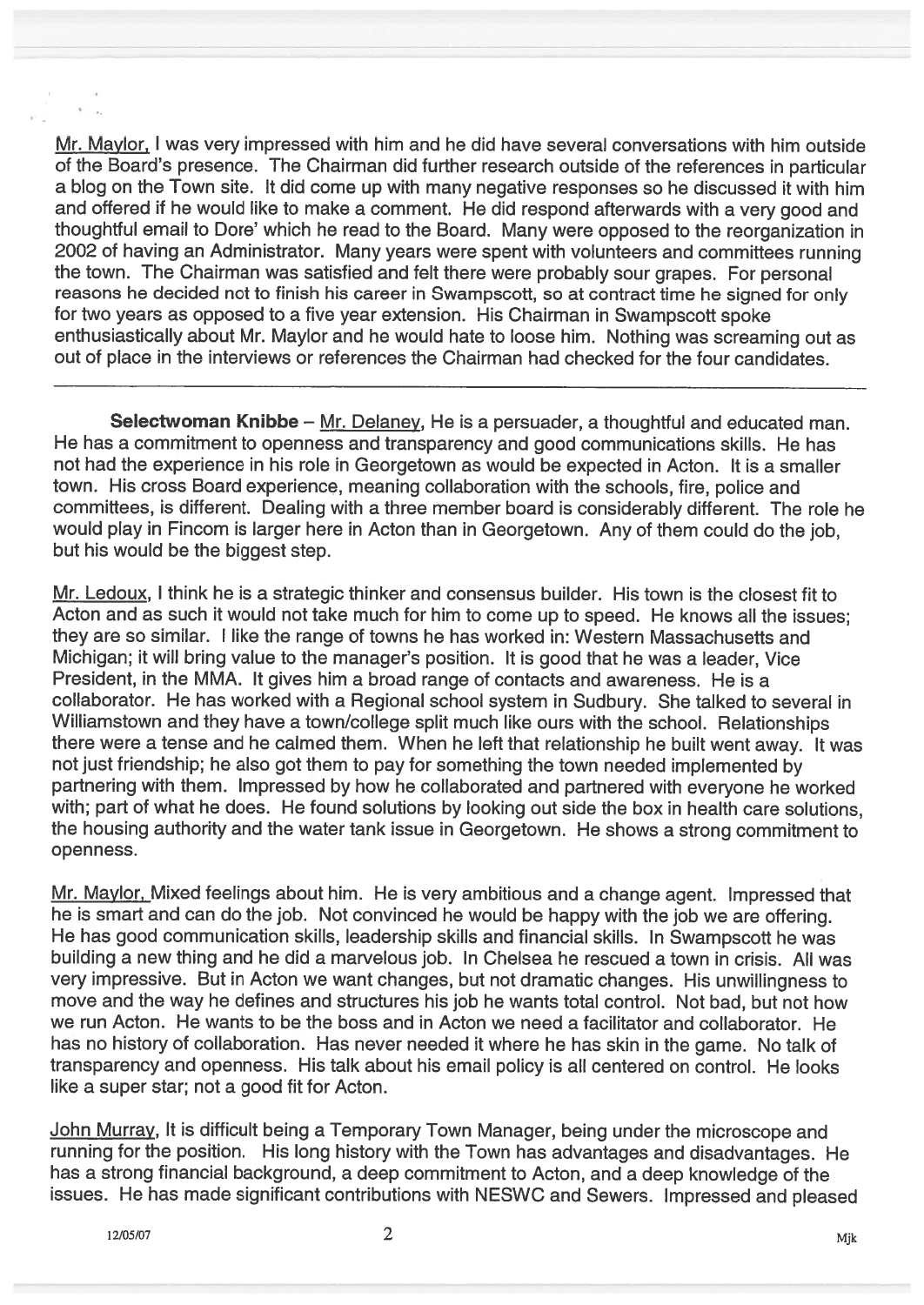Mr. Maylor, I was very impressed with him and he did have several conversations with him outside of the Board's presence. The Chairman did further research outside of the references in particular a blog on the Town site. It did come up with many negative responses so he discussed it with him and offered if he would like to make a comment. He did respond afterwards with a very good and thoughtful email to Dore' which he read to the Board. Many were opposed to the reorganization in 2002 of having an Administrator. Many years were spent with volunteers and committees running the town. The Chairman was satisfied and felt there were probably sour grapes. For personal reasons he decided not to finish his career in Swampscott, so at contract time he signed for only for two years as opposed to a five year extension. His Chairman in Swampscott spoke enthusiastically about Mr. Maylor and he would hate to loose him. Nothing was screaming out as out of place in the interviews or references the Chairman had checked for the four candidates.

---

**Selectwoman Knibbe** – Mr. Delaney, He is a persuader, a thoughtful and educated man. He has a commitment to openness and transparency and good communications skills. He has not had the experience in his role in Georgetown as would be expected in Acton. It is a smaller town. His cross Board experience, meaning collaboration with the schools, fire, police and committees, is different. Dealing with a three member board is considerably different. The role he would play in Fincom is larger here in Acton than in Georgetown. Any of them could do the job, but his would be the biggest step.

Mr. Ledoux, I think he is a strategic thinker and consensus builder. His town is the closest fit to Acton and as such it would not take much for him to come up to speed. He knows all the issues; they are so similar. I like the range of towns he has worked in: Western Massachusetts and Michigan; it will bring value to the manager's position. It is good that he was a leader, Vice President, in the MMA. It gives him a broad range of contacts and awareness. He is a collaborator. He has worked with a Regional school system in Sudbury. She talked to several in Williamstown and they have a town/college split much like ours with the school. Relationships there were a tense and he calmed them. When he left that relationship he built went away. It was not just friendship; he also got them to pay for something the town needed implemented by partnering with them. Impressed by how he collaborated and partnered with everyone he worked with; part of what he does. He found solutions by looking out side the box in health care solutions, the housing authority and the water tank issue in Georgetown. He shows a strong commitment to openness.

Mr. Maylor, Mixed feelings about him. He is very ambitious and a change agent. Impressed that he is smart and can do the job. Not convinced he would be happy with the job we are offering. He has good communication skills, leadership skills and financial skills. In Swampscott he was building a new thing and he did a marvelous job. In Chelsea he rescued a town in crisis. All was very impressive. But in Acton we want changes, but not dramatic changes. His unwillingness to move and the way he defines and structures his job he wants total control. Not bad, but not how we run Acton. He wants to be the boss and in Acton we need a facilitator and collaborator. He has no history of collaboration. Has never needed it where he has skin in the game. No talk of transparency and openness. His talk about his email policy is all centered on control. He looks like a super star; not a good fit for Acton.

John Murray, It is difficult being a Temporary Town Manager, being under the microscope and running for the position. His long history with the Town has advantages and disadvantages. He has a strong financial background, a deep commitment to Acton, and a deep knowledge of the issues. He has made significant contributions with NESWC and Sewers. Impressed and pleased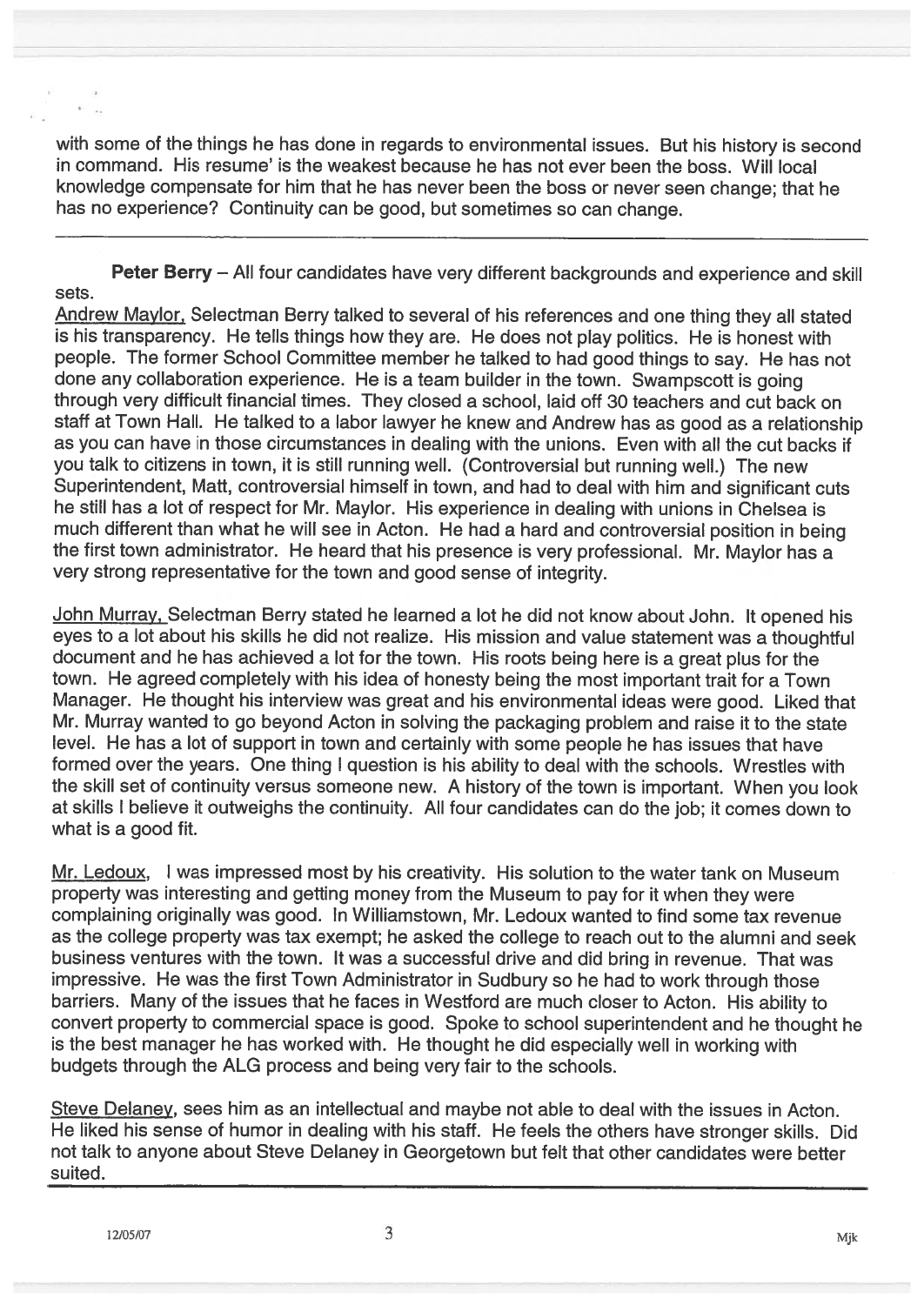with some of the things he has done in regards to environmental issues. But his history is second in command. His resume' is the weakest because he has not ever been the boss. Will local knowledge compensate for him that he has never been the boss or never seen change; that he has no experience? Continuity can be good, but sometimes so can change.

---

**Peter Berry** – All four candidates have very different backgrounds and experience and skill sets.

Andrew Maylor, Selectman Berry talked to several of his references and one thing they all stated is his transparency. He tells things how they are. He does not play politics. He is honest with people. The former School Committee member he talked to had good things to say. He has not done any collaboration experience. He is a team builder in the town. Swampscott is going through very difficult financial times. They closed a school, laid off 30 teachers and cut back on staff at Town Hall. He talked to a labor lawyer he knew and Andrew has as good as a relationship as you can have in those circumstances in dealing with the unions. Even with all the cut backs if you talk to citizens in town, it is still running well. (Controversial but running well.) The new Superintendent, Matt, controversial himself in town, and had to deal with him and significant cuts he still has a lot of respect for Mr. Maylor. His experience in dealing with unions in Chelsea is much different than what he will see in Acton. He had a hard and controversial position in being the first town administrator. He heard that his presence is very professional. Mr. Maylor has a very strong representative for the town and good sense of integrity.

John Murray, Selectman Berry stated he learned a lot he did not know about John. It opened his eyes to a lot about his skills he did not realize. His mission and value statement was a thoughtful document and he has achieved a lot for the town. His roots being here is a great plus for the town. He agreed completely with his idea of honesty being the most important trait for a Town Manager. He thought his interview was great and his environmental ideas were good. Liked that Mr. Murray wanted to go beyond Acton in solving the packaging problem and raise it to the state level. He has a lot of support in town and certainly with some people he has issues that have formed over the years. One thing I question is his ability to deal with the schools. Wrestles with the skill set of continuity versus someone new. A history of the town is important. When you look at skills I believe it outweighs the continuity. All four candidates can do the job; it comes down to what is a good fit.

Mr. Ledoux, I was impressed most by his creativity. His solution to the water tank on Museum property was interesting and getting money from the Museum to pay for it when they were complaining originally was good. In Williamstown, Mr. Ledoux wanted to find some tax revenue as the college property was tax exempt; he asked the college to reach out to the alumni and seek business ventures with the town. It was a successful drive and did bring in revenue. That was impressive. He was the first Town Administrator in Sudbury so he had to work through those barriers. Many of the issues that he faces in Westford are much closer to Acton. His ability to convert property to commercial space is good. Spoke to school superintendent and he thought he is the best manager he has worked with. He thought he did especially well in working with budgets through the ALG process and being very fair to the schools.

Steve Delaney, sees him as an intellectual and maybe not able to deal with the issues in Acton. He liked his sense of humor in dealing with his staff. He feels the others have stronger skills. Did not talk to anyone about Steve Delaney in Georgetown but felt that other candidates were better suited.

---

12/05/07 Mjk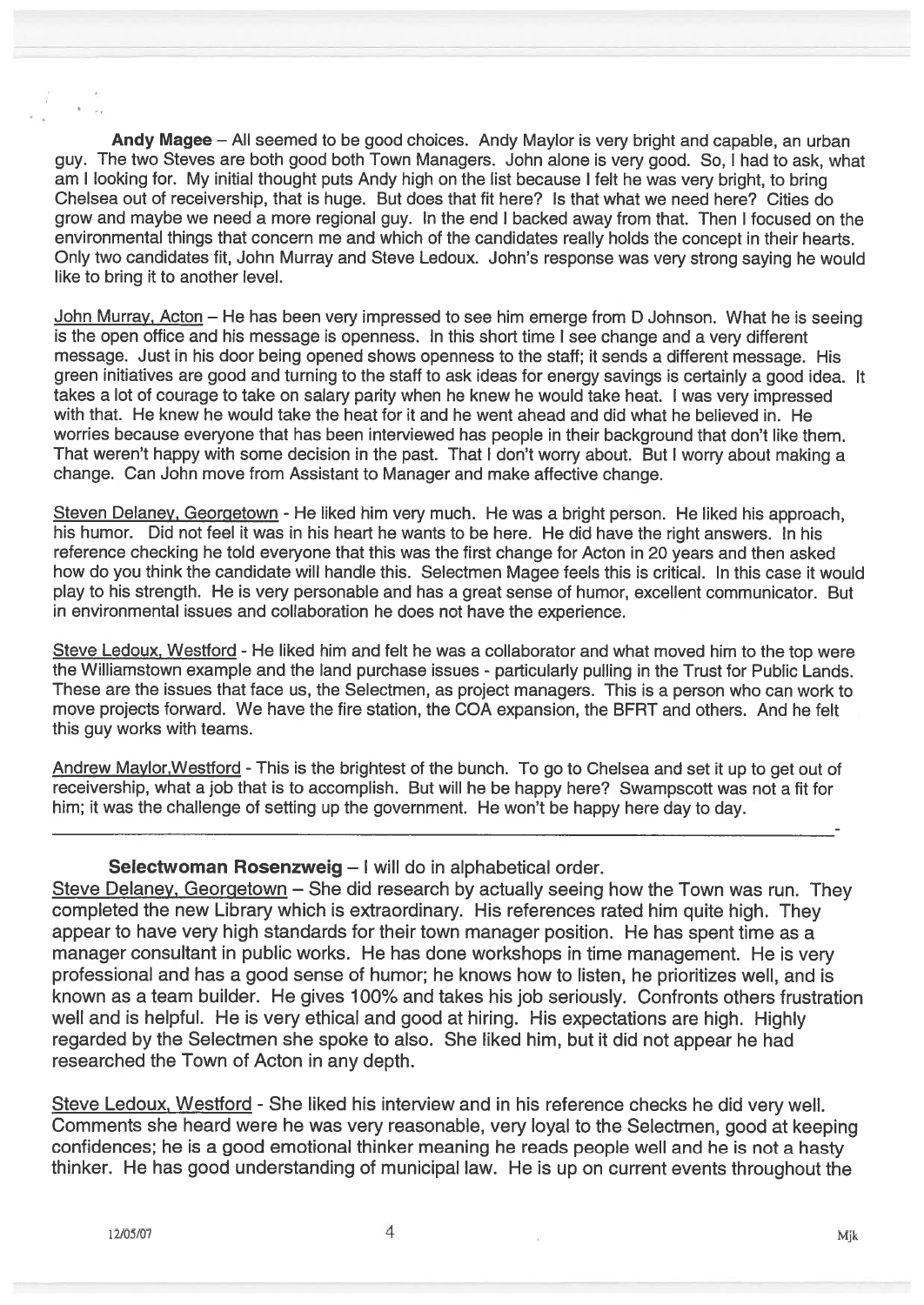**Andy Magee** – All seemed to be good choices. Andy Maylor is very bright and capable, an urban guy. The two Steves are both good both Town Managers. John alone is very good. So, I had to ask, what am I looking for. My initial thought puts Andy high on the list because I felt he was very bright, to bring Chelsea out of receivership, that is huge. But does that fit here? Is that what we need here? Cities do grow and maybe we need a more regional guy. In the end I backed away from that. Then I focused on the environmental things that concern me and which of the candidates really holds the concept in their hearts. Only two candidates fit, John Murray and Steve Ledoux. John's response was very strong saying he would like to bring it to another level.

<u>John Murray, Acton</u> – He has been very impressed to see him emerge from D Johnson. What he is seeing is the open office and his message is openness. In this short time I see change and a very different message. Just in his door being opened shows openness to the staff; it sends a different message. His green initiatives are good and turning to the staff to ask ideas for energy savings is certainly a good idea. It takes a lot of courage to take on salary parity when he knew he would take heat. I was very impressed with that. He knew he would take the heat for it and he went ahead and did what he believed in. He worries because everyone that has been interviewed has people in their background that don't like them. That weren't happy with some decision in the past. That I don't worry about. But I worry about making a change. Can John move from Assistant to Manager and make affective change.

<u>Steven Delaney, Georgetown</u> - He liked him very much. He was a bright person. He liked his approach, his humor. Did not feel it was in his heart he wants to be here. He did have the right answers. In his reference checking he told everyone that this was the first change for Acton in 20 years and then asked how do you think the candidate will handle this. Selectmen Magee feels this is critical. In this case it would play to his strength. He is very personable and has a great sense of humor, excellent communicator. But in environmental issues and collaboration he does not have the experience.

<u>Steve Ledoux, Westford</u> - He liked him and felt he was a collaborator and what moved him to the top were the Williamstown example and the land purchase issues - particularly pulling in the Trust for Public Lands. These are the issues that face us, the Selectmen, as project managers. This is a person who can work to move projects forward. We have the fire station, the COA expansion, the BFRT and others. And he felt this guy works with teams.

<u>Andrew Maylor,Westford</u> - This is the brightest of the bunch. To go to Chelsea and set it up to get out of receivership, what a job that is to accomplish. But will he be happy here? Swampscott was not a fit for him; it was the challenge of setting up the government. He won't be happy here day to day.

---

**Selectwoman Rosenzweig** – I will do in alphabetical order.

<u>Steve Delaney, Georgetown</u> – She did research by actually seeing how the Town was run. They completed the new Library which is extraordinary. His references rated him quite high. They appear to have very high standards for their town manager position. He has spent time as a manager consultant in public works. He has done workshops in time management. He is very professional and has a good sense of humor; he knows how to listen, he prioritizes well, and is known as a team builder. He gives 100% and takes his job seriously. Confronts others frustration well and is helpful. He is very ethical and good at hiring. His expectations are high. Highly regarded by the Selectmen she spoke to also. She liked him, but it did not appear he had researched the Town of Acton in any depth.

<u>Steve Ledoux, Westford</u> - She liked his interview and in his reference checks he did very well. Comments she heard were he was very reasonable, very loyal to the Selectmen, good at keeping confidences; he is a good emotional thinker meaning he reads people well and he is not a hasty thinker. He has good understanding of municipal law. He is up on current events throughout the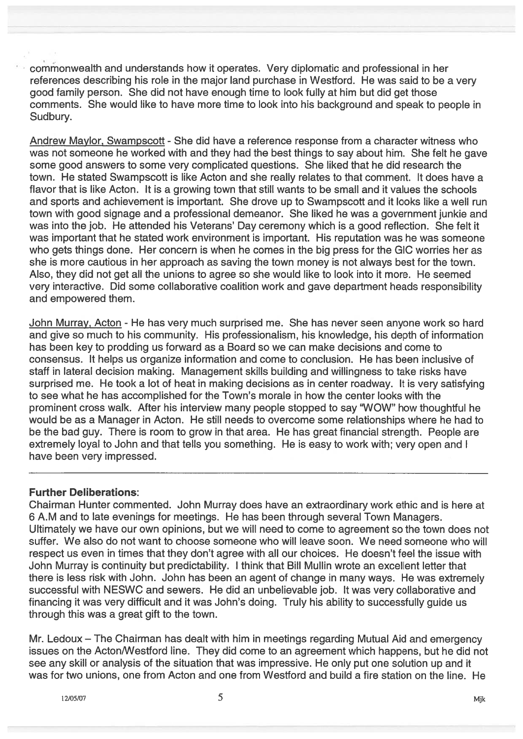commonwealth and understands how it operates. Very diplomatic and professional in her references describing his role in the major land purchase in Westford. He was said to be a very good family person. She did not have enough time to look fully at him but did get those comments. She would like to have more time to look into his background and speak to people in Sudbury.

<u>Andrew Maylor, Swampscott</u> - She did have a reference response from a character witness who was not someone he worked with and they had the best things to say about him. She felt he gave some good answers to some very complicated questions. She liked that he did research the town. He stated Swampscott is like Acton and she really relates to that comment. It does have a flavor that is like Acton. It is a growing town that still wants to be small and it values the schools and sports and achievement is important. She drove up to Swampscott and it looks like a well run town with good signage and a professional demeanor. She liked he was a government junkie and was into the job. He attended his Veterans' Day ceremony which is a good reflection. She felt it was important that he stated work environment is important. His reputation was he was someone who gets things done. Her concern is when he comes in the big press for the GIC worries her as she is more cautious in her approach as saving the town money is not always best for the town. Also, they did not get all the unions to agree so she would like to look into it more. He seemed very interactive. Did some collaborative coalition work and gave department heads responsibility and empowered them.

<u>John Murray, Acton</u> - He has very much surprised me. She has never seen anyone work so hard and give so much to his community. His professionalism, his knowledge, his depth of information has been key to prodding us forward as a Board so we can make decisions and come to consensus. It helps us organize information and come to conclusion. He has been inclusive of staff in lateral decision making. Management skills building and willingness to take risks have surprised me. He took a lot of heat in making decisions as in center roadway. It is very satisfying to see what he has accomplished for the Town's morale in how the center looks with the prominent cross walk. After his interview many people stopped to say "WOW" how thoughtful he would be as a Manager in Acton. He still needs to overcome some relationships where he had to be the bad guy. There is room to grow in that area. He has great financial strength. People are extremely loyal to John and that tells you something. He is easy to work with; very open and I have been very impressed.

---

**Further Deliberations**:

Chairman Hunter commented. John Murray does have an extraordinary work ethic and is here at 6 A.M and to late evenings for meetings. He has been through several Town Managers. Ultimately we have our own opinions, but we will need to come to agreement so the town does not suffer. We also do not want to choose someone who will leave soon. We need someone who will respect us even in times that they don't agree with all our choices. He doesn't feel the issue with John Murray is continuity but predictability. I think that Bill Mullin wrote an excellent letter that there is less risk with John. John has been an agent of change in many ways. He was extremely successful with NESWC and sewers. He did an unbelievable job. It was very collaborative and financing it was very difficult and it was John's doing. Truly his ability to successfully guide us through this was a great gift to the town.

Mr. Ledoux – The Chairman has dealt with him in meetings regarding Mutual Aid and emergency issues on the Acton/Westford line. They did come to an agreement which happens, but he did not see any skill or analysis of the situation that was impressive. He only put one solution up and it was for two unions, one from Acton and one from Westford and build a fire station on the line. He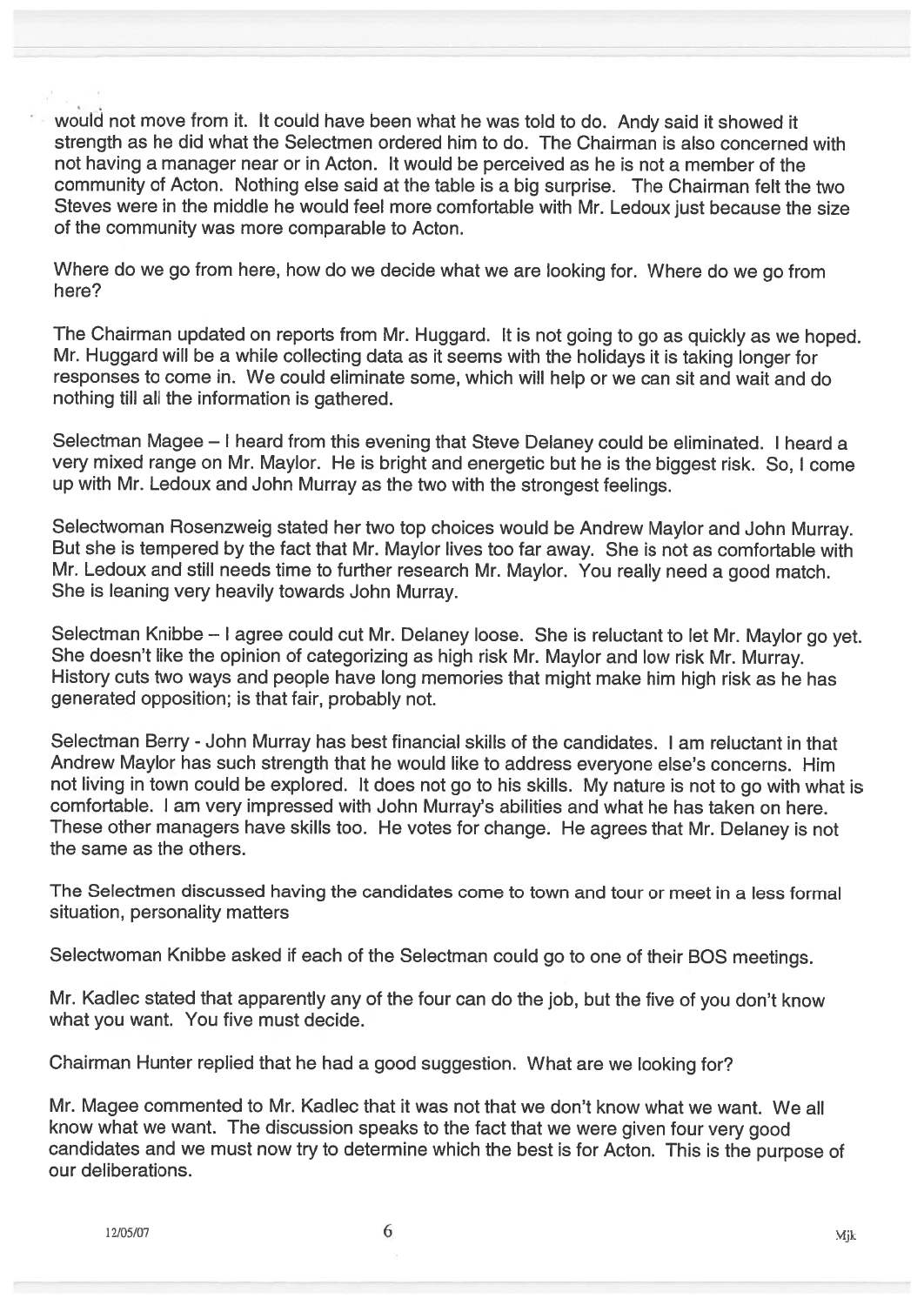would not move from it. It could have been what he was told to do. Andy said it showed it strength as he did what the Selectmen ordered him to do. The Chairman is also concerned with not having a manager near or in Acton. It would be perceived as he is not a member of the community of Acton. Nothing else said at the table is a big surprise. The Chairman felt the two Steves were in the middle he would feel more comfortable with Mr. Ledoux just because the size of the community was more comparable to Acton.

Where do we go from here, how do we decide what we are looking for. Where do we go from here?

The Chairman updated on reports from Mr. Huggard. It is not going to go as quickly as we hoped. Mr. Huggard will be a while collecting data as it seems with the holidays it is taking longer for responses to come in. We could eliminate some, which will help or we can sit and wait and do nothing till all the information is gathered.

Selectman Magee – I heard from this evening that Steve Delaney could be eliminated. I heard a very mixed range on Mr. Maylor. He is bright and energetic but he is the biggest risk. So, I come up with Mr. Ledoux and John Murray as the two with the strongest feelings.

Selectwoman Rosenzweig stated her two top choices would be Andrew Maylor and John Murray. But she is tempered by the fact that Mr. Maylor lives too far away. She is not as comfortable with Mr. Ledoux and still needs time to further research Mr. Maylor. You really need a good match. She is leaning very heavily towards John Murray.

Selectman Knibbe – I agree could cut Mr. Delaney loose. She is reluctant to let Mr. Maylor go yet. She doesn't like the opinion of categorizing as high risk Mr. Maylor and low risk Mr. Murray. History cuts two ways and people have long memories that might make him high risk as he has generated opposition; is that fair, probably not.

Selectman Berry - John Murray has best financial skills of the candidates. I am reluctant in that Andrew Maylor has such strength that he would like to address everyone else's concerns. Him not living in town could be explored. It does not go to his skills. My nature is not to go with what is comfortable. I am very impressed with John Murray's abilities and what he has taken on here. These other managers have skills too. He votes for change. He agrees that Mr. Delaney is not the same as the others.

The Selectmen discussed having the candidates come to town and tour or meet in a less formal situation, personality matters

Selectwoman Knibbe asked if each of the Selectman could go to one of their BOS meetings.

Mr. Kadlec stated that apparently any of the four can do the job, but the five of you don't know what you want. You five must decide.

Chairman Hunter replied that he had a good suggestion. What are we looking for?

Mr. Magee commented to Mr. Kadlec that it was not that we don't know what we want. We all know what we want. The discussion speaks to the fact that we were given four very good candidates and we must now try to determine which the best is for Acton. This is the purpose of our deliberations.

12/05/07 Mjk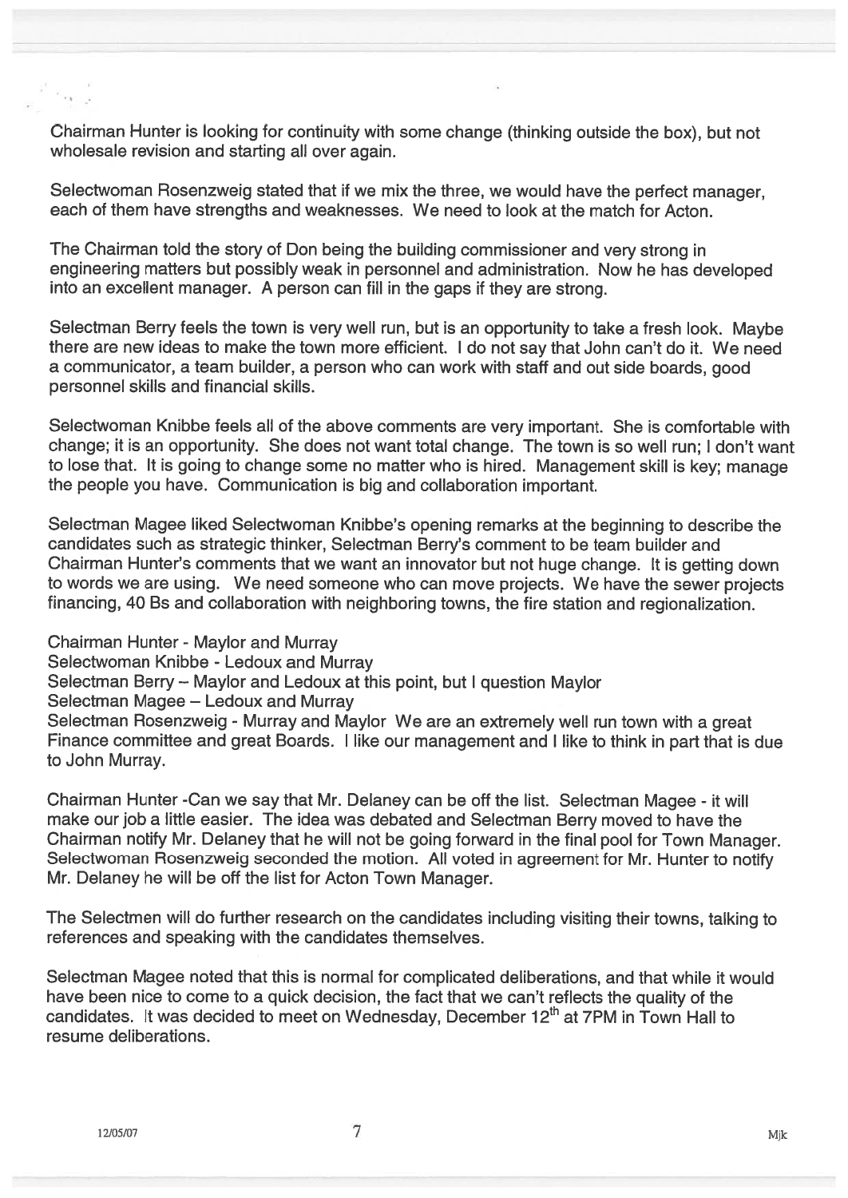Chairman Hunter is looking for continuity with some change (thinking outside the box), but not wholesale revision and starting all over again.

Selectwoman Rosenzweig stated that if we mix the three, we would have the perfect manager, each of them have strengths and weaknesses. We need to look at the match for Acton.

The Chairman told the story of Don being the building commissioner and very strong in engineering matters but possibly weak in personnel and administration. Now he has developed into an excellent manager. A person can fill in the gaps if they are strong.

Selectman Berry feels the town is very well run, but is an opportunity to take a fresh look. Maybe there are new ideas to make the town more efficient. I do not say that John can't do it. We need a communicator, a team builder, a person who can work with staff and out side boards, good personnel skills and financial skills.

Selectwoman Knibbe feels all of the above comments are very important. She is comfortable with change; it is an opportunity. She does not want total change. The town is so well run; I don't want to lose that. It is going to change some no matter who is hired. Management skill is key; manage the people you have. Communication is big and collaboration important.

Selectman Magee liked Selectwoman Knibbe's opening remarks at the beginning to describe the candidates such as strategic thinker, Selectman Berry's comment to be team builder and Chairman Hunter's comments that we want an innovator but not huge change. It is getting down to words we are using. We need someone who can move projects. We have the sewer projects financing, 40 Bs and collaboration with neighboring towns, the fire station and regionalization.

Chairman Hunter - Maylor and Murray
Selectwoman Knibbe - Ledoux and Murray
Selectman Berry – Maylor and Ledoux at this point, but I question Maylor
Selectman Magee – Ledoux and Murray
Selectman Rosenzweig - Murray and Maylor We are an extremely well run town with a great Finance committee and great Boards. I like our management and I like to think in part that is due to John Murray.

Chairman Hunter -Can we say that Mr. Delaney can be off the list. Selectman Magee - it will make our job a little easier. The idea was debated and Selectman Berry moved to have the Chairman notify Mr. Delaney that he will not be going forward in the final pool for Town Manager. Selectwoman Rosenzweig seconded the motion. All voted in agreement for Mr. Hunter to notify Mr. Delaney he will be off the list for Acton Town Manager.

The Selectmen will do further research on the candidates including visiting their towns, talking to references and speaking with the candidates themselves.

Selectman Magee noted that this is normal for complicated deliberations, and that while it would have been nice to come to a quick decision, the fact that we can't reflects the quality of the candidates. It was decided to meet on Wednesday, December 12th at 7PM in Town Hall to resume deliberations.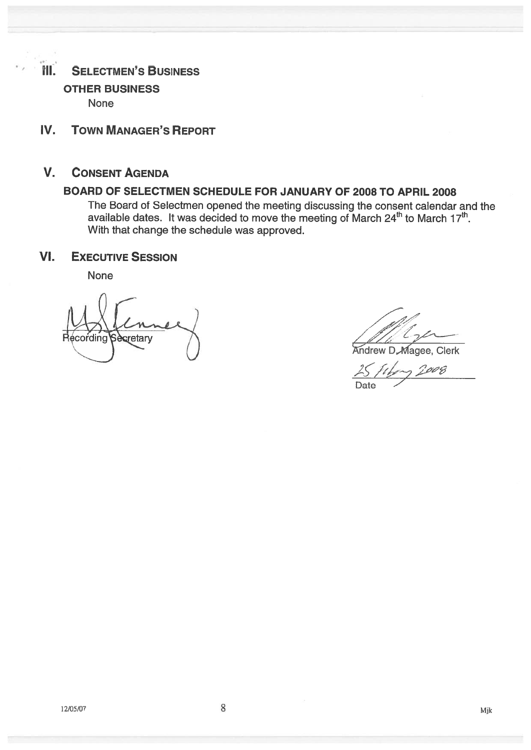## III. Selectmen's Business

### Other Business

None

## IV. Town Manager's Report

## V. Consent Agenda

### BOARD OF SELECTMEN SCHEDULE FOR JANUARY OF 2008 TO APRIL 2008

The Board of Selectmen opened the meeting discussing the consent calendar and the available dates. It was decided to move the meeting of March 24th to March 17th. With that change the schedule was approved.

## VI. Executive Session

None

Recording Secretary

Andrew D. Magee, Clerk

25 Feb 2008

Date

12/05/07

Mjk